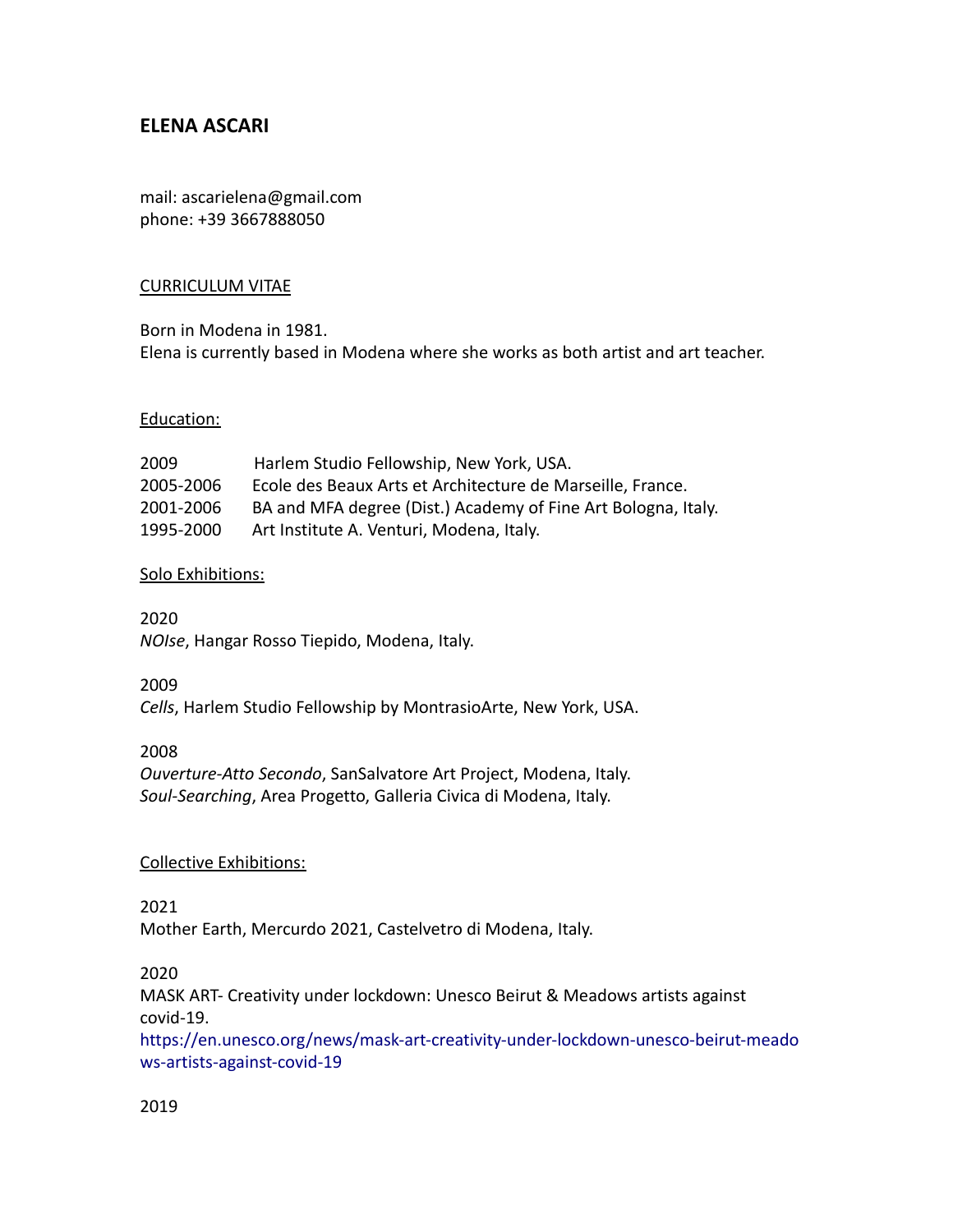# ELENA ASCARI

mail: ascarielena@gmail.com
phone: +39 3667888050

## CURRICULUM VITAE

Born in Modena in 1981.
Elena is currently based in Modena where she works as both artist and art teacher.

### Education:

| | |
|---|---|
| 2009 | Harlem Studio Fellowship, New York, USA. |
| 2005-2006 | Ecole des Beaux Arts et Architecture de Marseille, France. |
| 2001-2006 | BA and MFA degree (Dist.) Academy of Fine Art Bologna, Italy. |
| 1995-2000 | Art Institute A. Venturi, Modena, Italy. |

### Solo Exhibitions:

2020
*NOIse*, Hangar Rosso Tiepido, Modena, Italy.

2009
*Cells*, Harlem Studio Fellowship by MontrasioArte, New York, USA.

2008
*Ouverture-Atto Secondo*, SanSalvatore Art Project, Modena, Italy.
*Soul-Searching*, Area Progetto, Galleria Civica di Modena, Italy.

### Collective Exhibitions:

2021
Mother Earth, Mercurdo 2021, Castelvetro di Modena, Italy.

2020
MASK ART- Creativity under lockdown: Unesco Beirut & Meadows artists against covid-19.
https://en.unesco.org/news/mask-art-creativity-under-lockdown-unesco-beirut-meadows-artists-against-covid-19

2019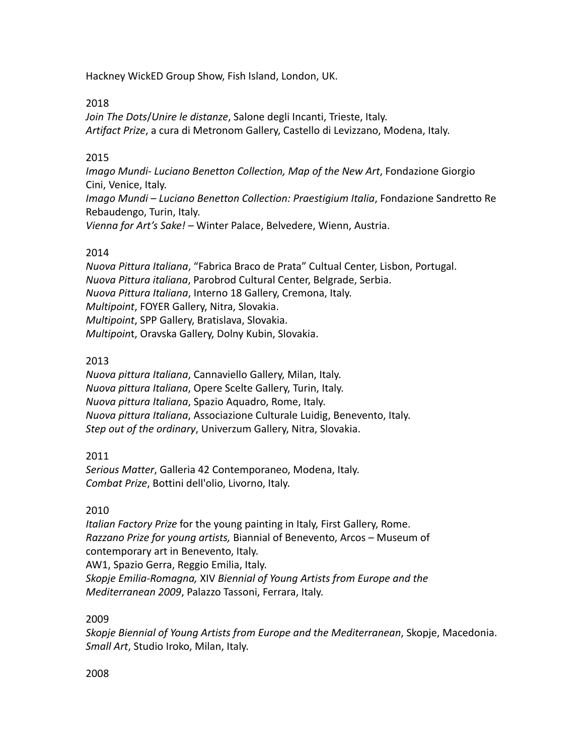Hackney WickED Group Show, Fish Island, London, UK.

2018

*Join The Dots*/*Unire le distanze*, Salone degli Incanti, Trieste, Italy.
*Artifact Prize*, a cura di Metronom Gallery, Castello di Levizzano, Modena, Italy.

2015

*Imago Mundi- Luciano Benetton Collection, Map of the New Art*, Fondazione Giorgio Cini, Venice, Italy.
*Imago Mundi – Luciano Benetton Collection: Praestigium Italia*, Fondazione Sandretto Re Rebaudengo, Turin, Italy.
*Vienna for Art's Sake!* – Winter Palace, Belvedere, Wienn, Austria.

2014

*Nuova Pittura Italiana*, "Fabrica Braco de Prata" Cultual Center, Lisbon, Portugal.
*Nuova Pittura italiana*, Parobrod Cultural Center, Belgrade, Serbia.
*Nuova Pittura Italiana*, Interno 18 Gallery, Cremona, Italy.
*Multipoint*, FOYER Gallery, Nitra, Slovakia.
*Multipoint*, SPP Gallery, Bratislava, Slovakia.
*Multipoin*t, Oravska Gallery, Dolny Kubin, Slovakia.

2013

*Nuova pittura Italiana*, Cannaviello Gallery, Milan, Italy.
*Nuova pittura Italiana*, Opere Scelte Gallery, Turin, Italy.
*Nuova pittura Italiana*, Spazio Aquadro, Rome, Italy.
*Nuova pittura Italiana*, Associazione Culturale Luidig, Benevento, Italy.
*Step out of the ordinary*, Univerzum Gallery, Nitra, Slovakia.

2011

*Serious Matter*, Galleria 42 Contemporaneo, Modena, Italy.
*Combat Prize*, Bottini dell'olio, Livorno, Italy.

2010

*Italian Factory Prize* for the young painting in Italy, First Gallery, Rome.
*Razzano Prize for young artists,* Biannial of Benevento, Arcos – Museum of contemporary art in Benevento, Italy.
AW1, Spazio Gerra, Reggio Emilia, Italy.
*Skopje Emilia-Romagna,* XIV *Biennial of Young Artists from Europe and the Mediterranean 2009*, Palazzo Tassoni, Ferrara, Italy.

2009

*Skopje Biennial of Young Artists from Europe and the Mediterranean*, Skopje, Macedonia.
*Small Art*, Studio Iroko, Milan, Italy.

2008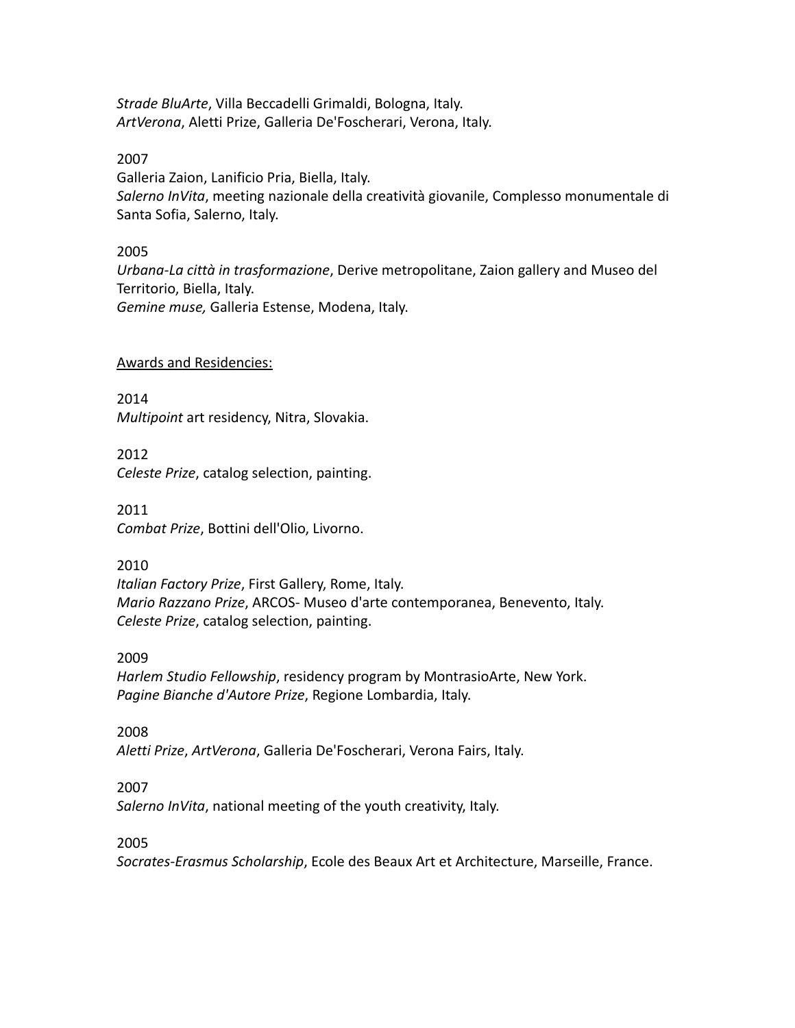*Strade BluArte*, Villa Beccadelli Grimaldi, Bologna, Italy.
*ArtVerona*, Aletti Prize, Galleria De'Foscherari, Verona, Italy.

2007
Galleria Zaion, Lanificio Pria, Biella, Italy.
*Salerno InVita*, meeting nazionale della creatività giovanile, Complesso monumentale di Santa Sofia, Salerno, Italy.

2005
*Urbana-La città in trasformazione*, Derive metropolitane, Zaion gallery and Museo del Territorio, Biella, Italy.
*Gemine muse,* Galleria Estense, Modena, Italy.

<u>Awards and Residencies:</u>

2014
*Multipoint* art residency, Nitra, Slovakia.

2012
*Celeste Prize*, catalog selection, painting.

2011
*Combat Prize*, Bottini dell'Olio, Livorno.

2010
*Italian Factory Prize*, First Gallery, Rome, Italy.
*Mario Razzano Prize*, ARCOS- Museo d'arte contemporanea, Benevento, Italy.
*Celeste Prize*, catalog selection, painting.

2009
*Harlem Studio Fellowship*, residency program by MontrasioArte, New York.
*Pagine Bianche d'Autore Prize*, Regione Lombardia, Italy.

2008
*Aletti Prize*, *ArtVerona*, Galleria De'Foscherari, Verona Fairs, Italy.

2007
*Salerno InVita*, national meeting of the youth creativity, Italy.

2005
*Socrates-Erasmus Scholarship*, Ecole des Beaux Art et Architecture, Marseille, France.